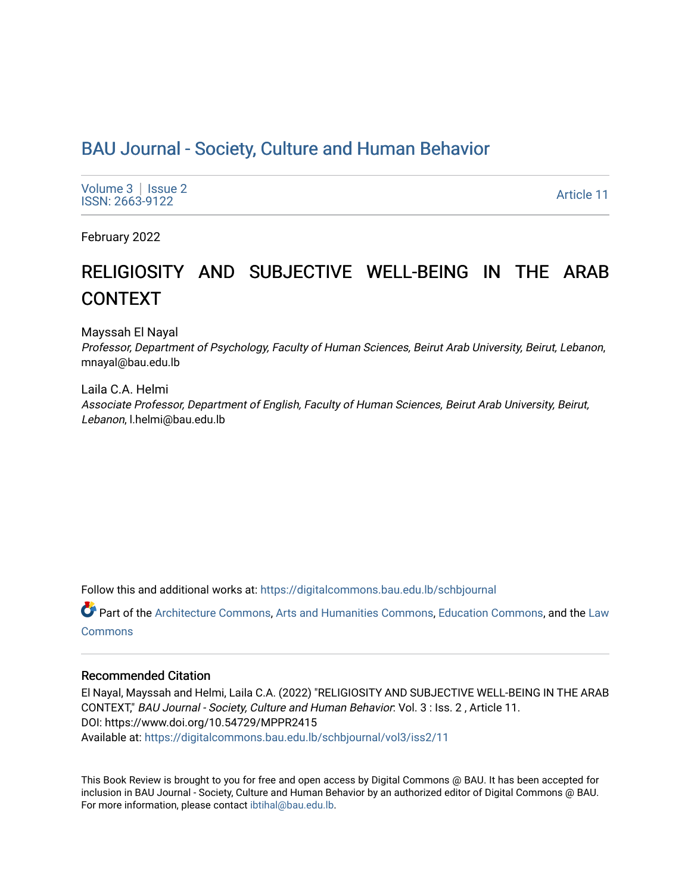# BAU Journal - Society, Culture and Human Behavior

Volume 3 | Issue 2
ISSN: 2663-9122

Article 11

February 2022

# RELIGIOSITY AND SUBJECTIVE WELL-BEING IN THE ARAB CONTEXT

Mayssah El Nayal
*Professor, Department of Psychology, Faculty of Human Sciences, Beirut Arab University, Beirut, Lebanon*, mnayal@bau.edu.lb

Laila C.A. Helmi
*Associate Professor, Department of English, Faculty of Human Sciences, Beirut Arab University, Beirut, Lebanon*, l.helmi@bau.edu.lb

Follow this and additional works at: https://digitalcommons.bau.edu.lb/schbjournal

Part of the Architecture Commons, Arts and Humanities Commons, Education Commons, and the Law Commons

## Recommended Citation

El Nayal, Mayssah and Helmi, Laila C.A. (2022) "RELIGIOSITY AND SUBJECTIVE WELL-BEING IN THE ARAB CONTEXT," *BAU Journal - Society, Culture and Human Behavior*: Vol. 3 : Iss. 2 , Article 11.
DOI: https://www.doi.org/10.54729/MPPR2415
Available at: https://digitalcommons.bau.edu.lb/schbjournal/vol3/iss2/11

This Book Review is brought to you for free and open access by Digital Commons @ BAU. It has been accepted for inclusion in BAU Journal - Society, Culture and Human Behavior by an authorized editor of Digital Commons @ BAU. For more information, please contact ibtihal@bau.edu.lb.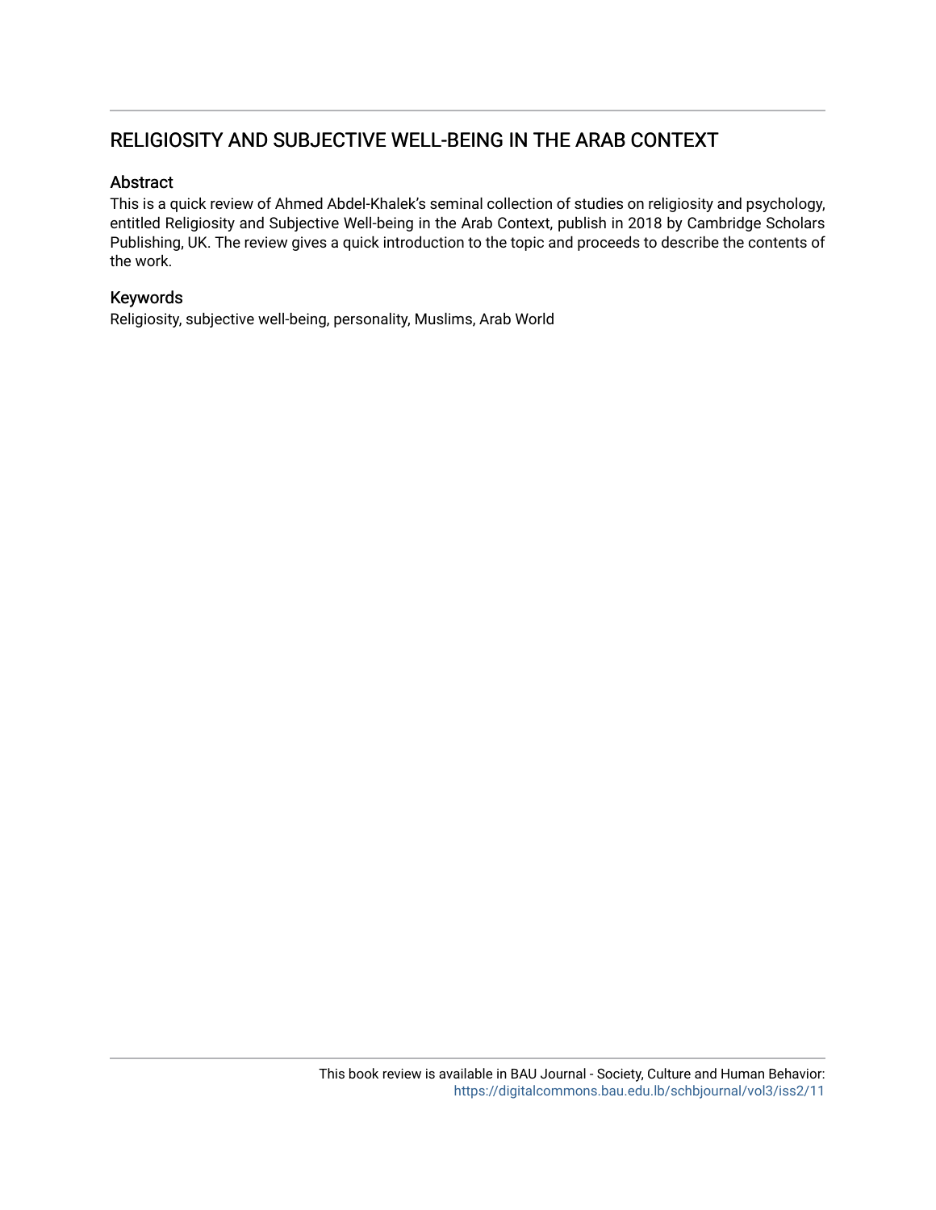# RELIGIOSITY AND SUBJECTIVE WELL-BEING IN THE ARAB CONTEXT

## Abstract

This is a quick review of Ahmed Abdel-Khalek's seminal collection of studies on religiosity and psychology, entitled Religiosity and Subjective Well-being in the Arab Context, publish in 2018 by Cambridge Scholars Publishing, UK. The review gives a quick introduction to the topic and proceeds to describe the contents of the work.

## Keywords

Religiosity, subjective well-being, personality, Muslims, Arab World

This book review is available in BAU Journal - Society, Culture and Human Behavior: https://digitalcommons.bau.edu.lb/schbjournal/vol3/iss2/11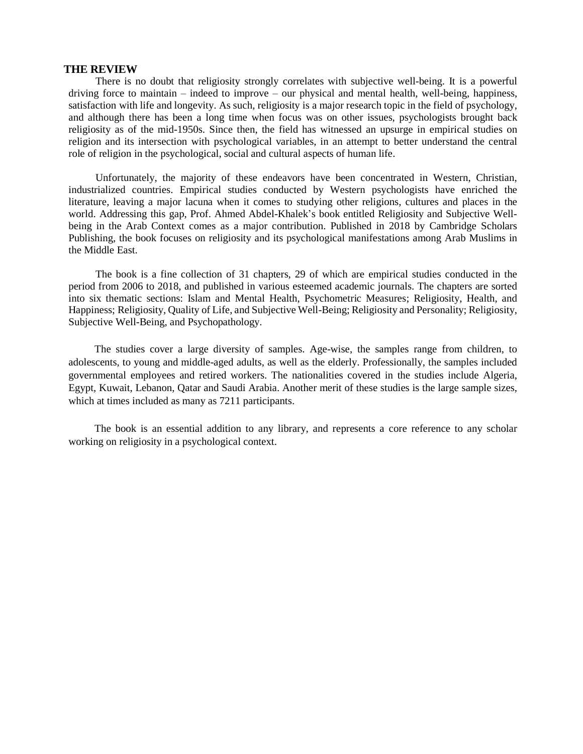## THE REVIEW

There is no doubt that religiosity strongly correlates with subjective well-being. It is a powerful driving force to maintain – indeed to improve – our physical and mental health, well-being, happiness, satisfaction with life and longevity. As such, religiosity is a major research topic in the field of psychology, and although there has been a long time when focus was on other issues, psychologists brought back religiosity as of the mid-1950s. Since then, the field has witnessed an upsurge in empirical studies on religion and its intersection with psychological variables, in an attempt to better understand the central role of religion in the psychological, social and cultural aspects of human life.

Unfortunately, the majority of these endeavors have been concentrated in Western, Christian, industrialized countries. Empirical studies conducted by Western psychologists have enriched the literature, leaving a major lacuna when it comes to studying other religions, cultures and places in the world. Addressing this gap, Prof. Ahmed Abdel-Khalek's book entitled Religiosity and Subjective Well-being in the Arab Context comes as a major contribution. Published in 2018 by Cambridge Scholars Publishing, the book focuses on religiosity and its psychological manifestations among Arab Muslims in the Middle East.

The book is a fine collection of 31 chapters, 29 of which are empirical studies conducted in the period from 2006 to 2018, and published in various esteemed academic journals. The chapters are sorted into six thematic sections: Islam and Mental Health, Psychometric Measures; Religiosity, Health, and Happiness; Religiosity, Quality of Life, and Subjective Well-Being; Religiosity and Personality; Religiosity, Subjective Well-Being, and Psychopathology.

The studies cover a large diversity of samples. Age-wise, the samples range from children, to adolescents, to young and middle-aged adults, as well as the elderly. Professionally, the samples included governmental employees and retired workers. The nationalities covered in the studies include Algeria, Egypt, Kuwait, Lebanon, Qatar and Saudi Arabia. Another merit of these studies is the large sample sizes, which at times included as many as 7211 participants.

The book is an essential addition to any library, and represents a core reference to any scholar working on religiosity in a psychological context.